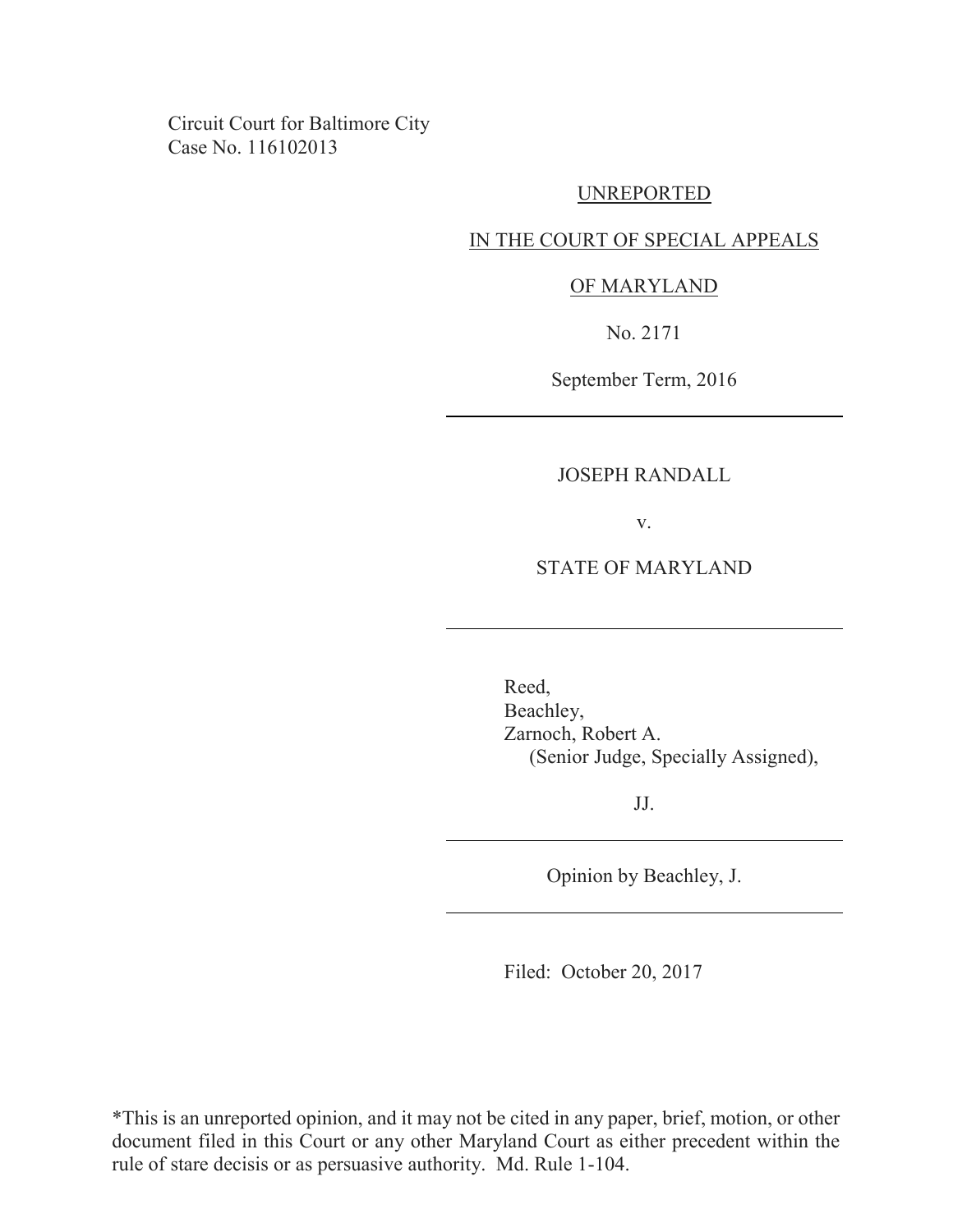Circuit Court for Baltimore City
Case No. 116102013

UNREPORTED

IN THE COURT OF SPECIAL APPEALS

OF MARYLAND

No. 2171

September Term, 2016

---

JOSEPH RANDALL

v.

STATE OF MARYLAND

---

Reed,
Beachley,
Zarnoch, Robert A.
(Senior Judge, Specially Assigned),

JJ.

---

Opinion by Beachley, J.

---

Filed: October 20, 2017

*This is an unreported opinion, and it may not be cited in any paper, brief, motion, or other document filed in this Court or any other Maryland Court as either precedent within the rule of stare decisis or as persuasive authority. Md. Rule 1-104.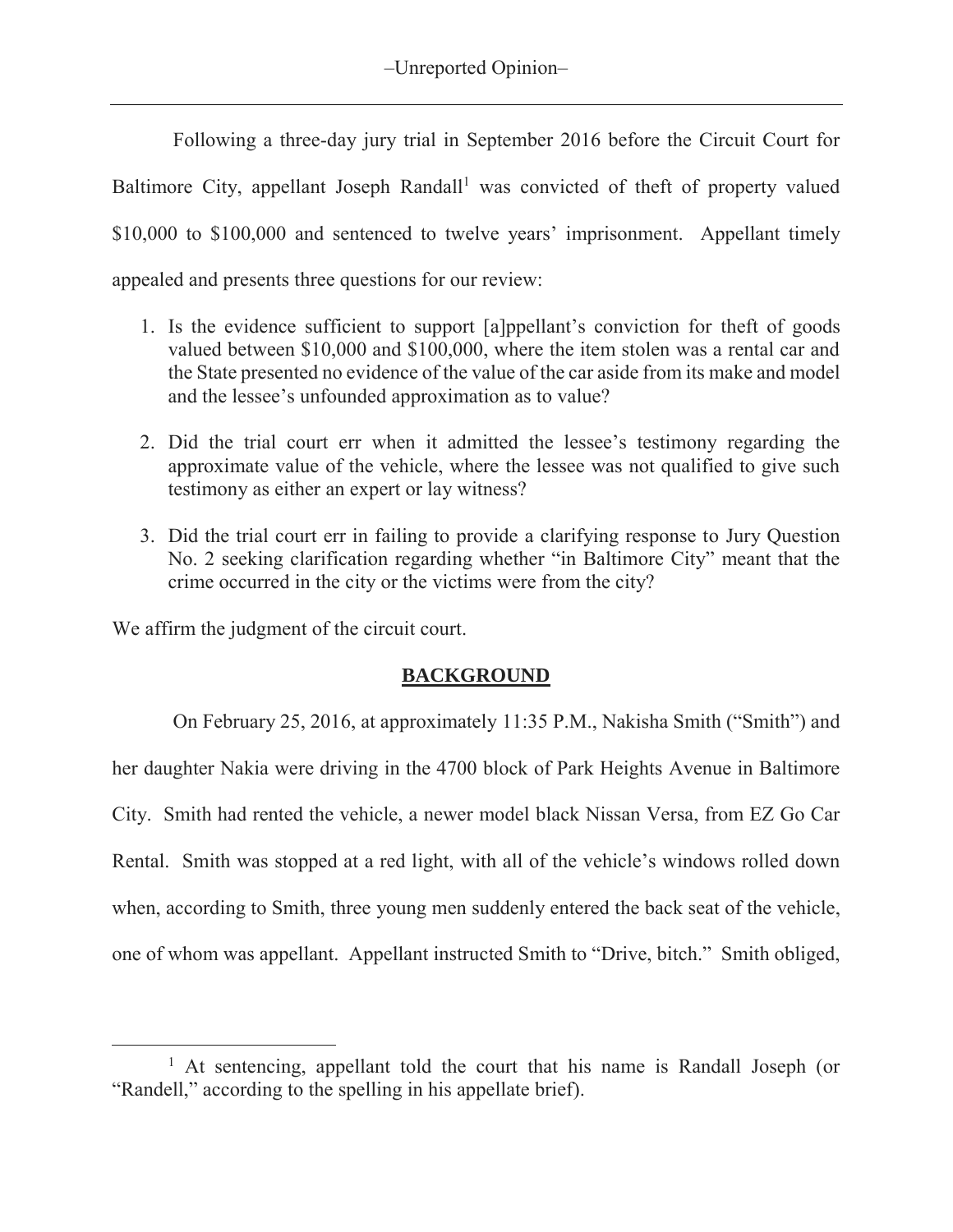Following a three-day jury trial in September 2016 before the Circuit Court for Baltimore City, appellant Joseph Randall[1] was convicted of theft of property valued $10,000 to $100,000 and sentenced to twelve years' imprisonment. Appellant timely appealed and presents three questions for our review:

1. Is the evidence sufficient to support [a]ppellant's conviction for theft of goods valued between $10,000 and $100,000, where the item stolen was a rental car and the State presented no evidence of the value of the car aside from its make and model and the lessee's unfounded approximation as to value?
2. Did the trial court err when it admitted the lessee's testimony regarding the approximate value of the vehicle, where the lessee was not qualified to give such testimony as either an expert or lay witness?
3. Did the trial court err in failing to provide a clarifying response to Jury Question No. 2 seeking clarification regarding whether "in Baltimore City" meant that the crime occurred in the city or the victims were from the city?

We affirm the judgment of the circuit court.

## BACKGROUND

On February 25, 2016, at approximately 11:35 P.M., Nakisha Smith ("Smith") and her daughter Nakia were driving in the 4700 block of Park Heights Avenue in Baltimore City. Smith had rented the vehicle, a newer model black Nissan Versa, from EZ Go Car Rental. Smith was stopped at a red light, with all of the vehicle's windows rolled down when, according to Smith, three young men suddenly entered the back seat of the vehicle, one of whom was appellant. Appellant instructed Smith to "Drive, bitch." Smith obliged,

[1] At sentencing, appellant told the court that his name is Randall Joseph (or "Randell," according to the spelling in his appellate brief).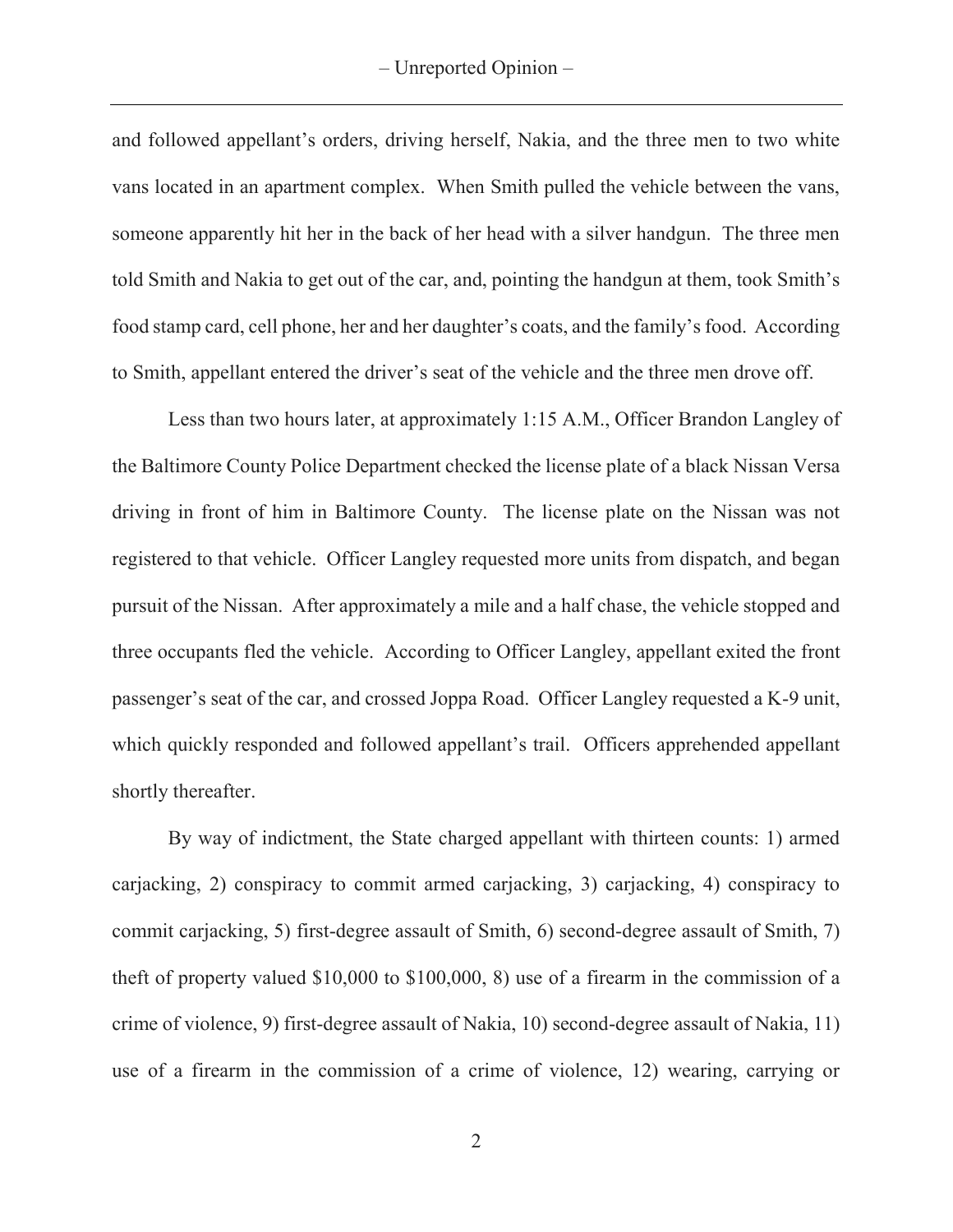and followed appellant's orders, driving herself, Nakia, and the three men to two white vans located in an apartment complex. When Smith pulled the vehicle between the vans, someone apparently hit her in the back of her head with a silver handgun. The three men told Smith and Nakia to get out of the car, and, pointing the handgun at them, took Smith's food stamp card, cell phone, her and her daughter's coats, and the family's food. According to Smith, appellant entered the driver's seat of the vehicle and the three men drove off.

Less than two hours later, at approximately 1:15 A.M., Officer Brandon Langley of the Baltimore County Police Department checked the license plate of a black Nissan Versa driving in front of him in Baltimore County. The license plate on the Nissan was not registered to that vehicle. Officer Langley requested more units from dispatch, and began pursuit of the Nissan. After approximately a mile and a half chase, the vehicle stopped and three occupants fled the vehicle. According to Officer Langley, appellant exited the front passenger's seat of the car, and crossed Joppa Road. Officer Langley requested a K-9 unit, which quickly responded and followed appellant's trail. Officers apprehended appellant shortly thereafter.

By way of indictment, the State charged appellant with thirteen counts: 1) armed carjacking, 2) conspiracy to commit armed carjacking, 3) carjacking, 4) conspiracy to commit carjacking, 5) first-degree assault of Smith, 6) second-degree assault of Smith, 7) theft of property valued $10,000 to $100,000, 8) use of a firearm in the commission of a crime of violence, 9) first-degree assault of Nakia, 10) second-degree assault of Nakia, 11) use of a firearm in the commission of a crime of violence, 12) wearing, carrying or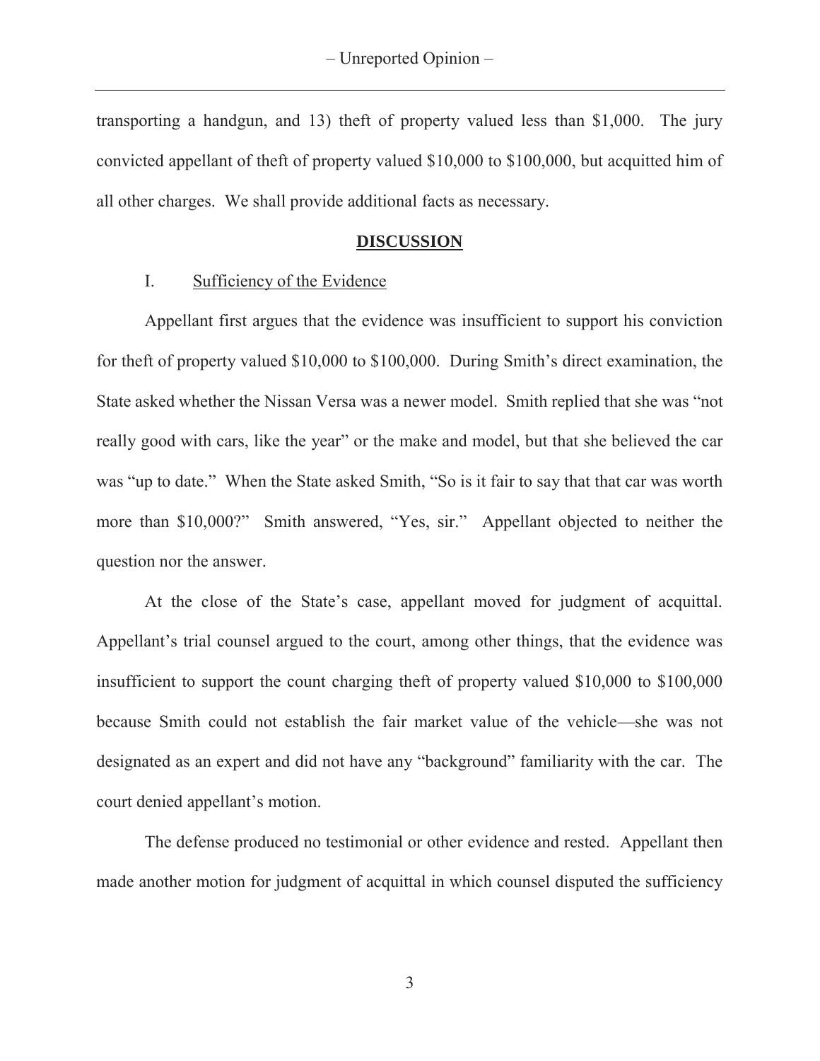transporting a handgun, and 13) theft of property valued less than $1,000. The jury convicted appellant of theft of property valued $10,000 to $100,000, but acquitted him of all other charges. We shall provide additional facts as necessary.

## **DISCUSSION**

### I. Sufficiency of the Evidence

Appellant first argues that the evidence was insufficient to support his conviction for theft of property valued $10,000 to $100,000. During Smith's direct examination, the State asked whether the Nissan Versa was a newer model. Smith replied that she was "not really good with cars, like the year" or the make and model, but that she believed the car was "up to date." When the State asked Smith, "So is it fair to say that that car was worth more than $10,000?" Smith answered, "Yes, sir." Appellant objected to neither the question nor the answer.

At the close of the State's case, appellant moved for judgment of acquittal. Appellant's trial counsel argued to the court, among other things, that the evidence was insufficient to support the count charging theft of property valued $10,000 to $100,000 because Smith could not establish the fair market value of the vehicle—she was not designated as an expert and did not have any "background" familiarity with the car. The court denied appellant's motion.

The defense produced no testimonial or other evidence and rested. Appellant then made another motion for judgment of acquittal in which counsel disputed the sufficiency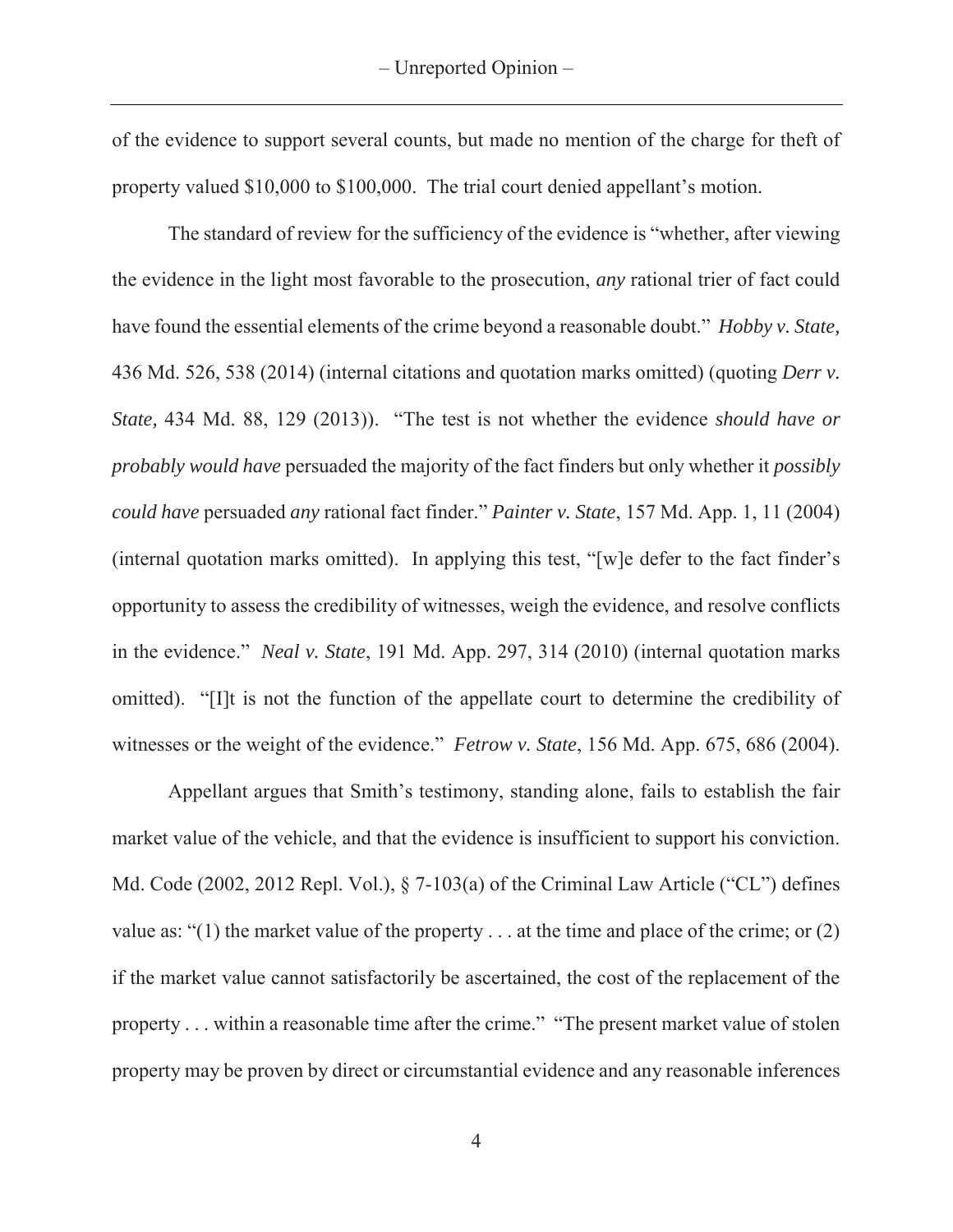of the evidence to support several counts, but made no mention of the charge for theft of property valued $10,000 to $100,000. The trial court denied appellant's motion.

The standard of review for the sufficiency of the evidence is "whether, after viewing the evidence in the light most favorable to the prosecution, *any* rational trier of fact could have found the essential elements of the crime beyond a reasonable doubt." *Hobby v. State,* 436 Md. 526, 538 (2014) (internal citations and quotation marks omitted) (quoting *Derr v. State,* 434 Md. 88, 129 (2013)). "The test is not whether the evidence *should have or probably would have* persuaded the majority of the fact finders but only whether it *possibly could have* persuaded *any* rational fact finder." *Painter v. State*, 157 Md. App. 1, 11 (2004) (internal quotation marks omitted). In applying this test, "[w]e defer to the fact finder's opportunity to assess the credibility of witnesses, weigh the evidence, and resolve conflicts in the evidence." *Neal v. State*, 191 Md. App. 297, 314 (2010) (internal quotation marks omitted). "[I]t is not the function of the appellate court to determine the credibility of witnesses or the weight of the evidence." *Fetrow v. State*, 156 Md. App. 675, 686 (2004).

Appellant argues that Smith's testimony, standing alone, fails to establish the fair market value of the vehicle, and that the evidence is insufficient to support his conviction. Md. Code (2002, 2012 Repl. Vol.), § 7-103(a) of the Criminal Law Article ("CL") defines value as: "(1) the market value of the property . . . at the time and place of the crime; or (2) if the market value cannot satisfactorily be ascertained, the cost of the replacement of the property . . . within a reasonable time after the crime." "The present market value of stolen property may be proven by direct or circumstantial evidence and any reasonable inferences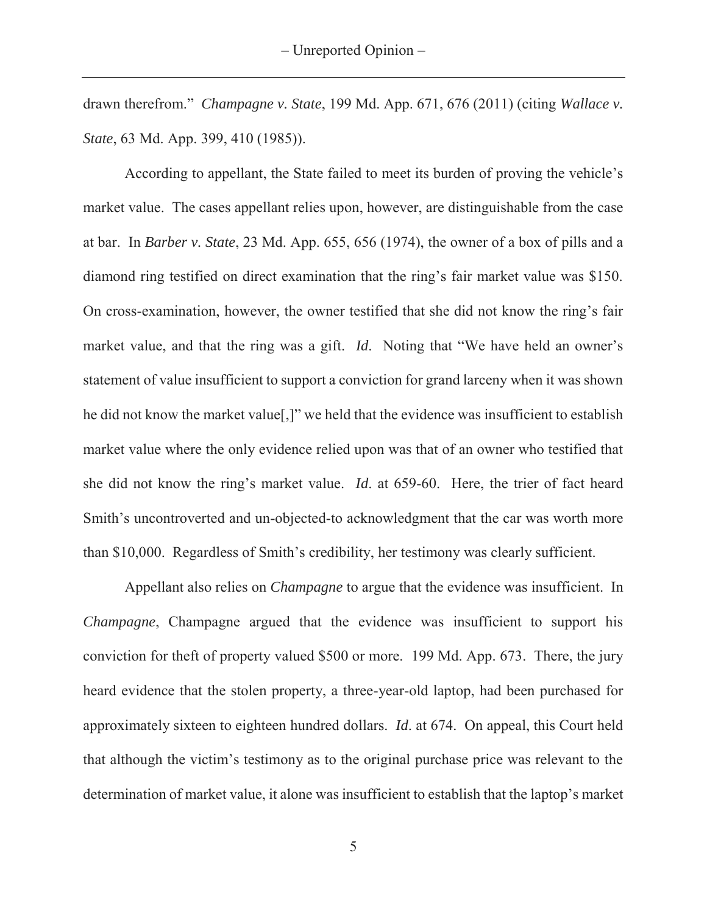drawn therefrom." *Champagne v. State*, 199 Md. App. 671, 676 (2011) (citing *Wallace v. State*, 63 Md. App. 399, 410 (1985)).

According to appellant, the State failed to meet its burden of proving the vehicle's market value. The cases appellant relies upon, however, are distinguishable from the case at bar. In *Barber v. State*, 23 Md. App. 655, 656 (1974), the owner of a box of pills and a diamond ring testified on direct examination that the ring's fair market value was $150. On cross-examination, however, the owner testified that she did not know the ring's fair market value, and that the ring was a gift. *Id*. Noting that "We have held an owner's statement of value insufficient to support a conviction for grand larceny when it was shown he did not know the market value[,]" we held that the evidence was insufficient to establish market value where the only evidence relied upon was that of an owner who testified that she did not know the ring's market value. *Id*. at 659-60. Here, the trier of fact heard Smith's uncontroverted and un-objected-to acknowledgment that the car was worth more than $10,000. Regardless of Smith's credibility, her testimony was clearly sufficient.

Appellant also relies on *Champagne* to argue that the evidence was insufficient. In *Champagne*, Champagne argued that the evidence was insufficient to support his conviction for theft of property valued $500 or more. 199 Md. App. 673. There, the jury heard evidence that the stolen property, a three-year-old laptop, had been purchased for approximately sixteen to eighteen hundred dollars. *Id*. at 674. On appeal, this Court held that although the victim's testimony as to the original purchase price was relevant to the determination of market value, it alone was insufficient to establish that the laptop's market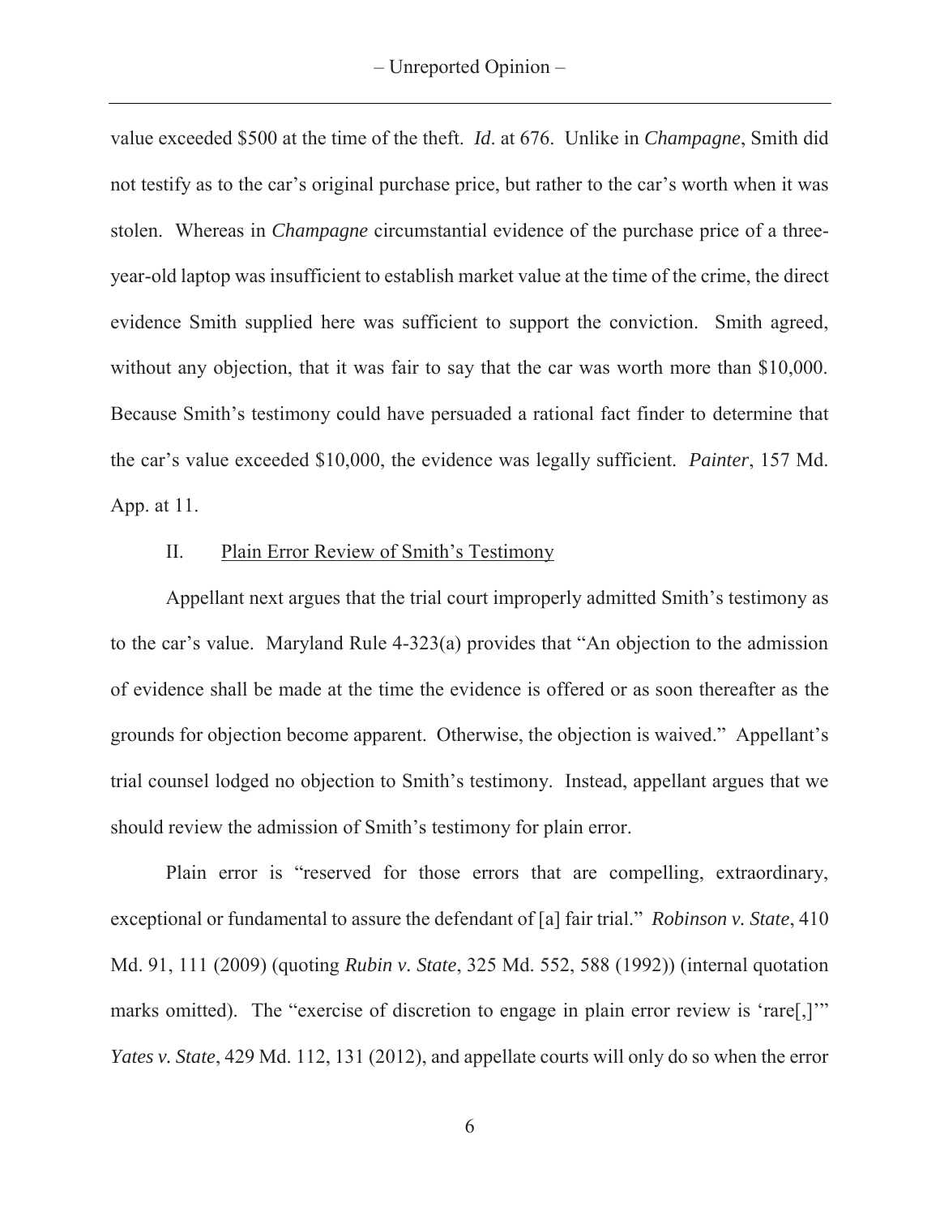value exceeded $500 at the time of the theft. *Id*. at 676. Unlike in *Champagne*, Smith did not testify as to the car's original purchase price, but rather to the car's worth when it was stolen. Whereas in *Champagne* circumstantial evidence of the purchase price of a three-year-old laptop was insufficient to establish market value at the time of the crime, the direct evidence Smith supplied here was sufficient to support the conviction. Smith agreed, without any objection, that it was fair to say that the car was worth more than $10,000. Because Smith's testimony could have persuaded a rational fact finder to determine that the car's value exceeded $10,000, the evidence was legally sufficient. *Painter*, 157 Md. App. at 11.

## II. Plain Error Review of Smith's Testimony

Appellant next argues that the trial court improperly admitted Smith's testimony as to the car's value. Maryland Rule 4-323(a) provides that "An objection to the admission of evidence shall be made at the time the evidence is offered or as soon thereafter as the grounds for objection become apparent. Otherwise, the objection is waived." Appellant's trial counsel lodged no objection to Smith's testimony. Instead, appellant argues that we should review the admission of Smith's testimony for plain error.

Plain error is "reserved for those errors that are compelling, extraordinary, exceptional or fundamental to assure the defendant of [a] fair trial." *Robinson v. State*, 410 Md. 91, 111 (2009) (quoting *Rubin v. State*, 325 Md. 552, 588 (1992)) (internal quotation marks omitted). The "exercise of discretion to engage in plain error review is 'rare[,]'" *Yates v. State*, 429 Md. 112, 131 (2012), and appellate courts will only do so when the error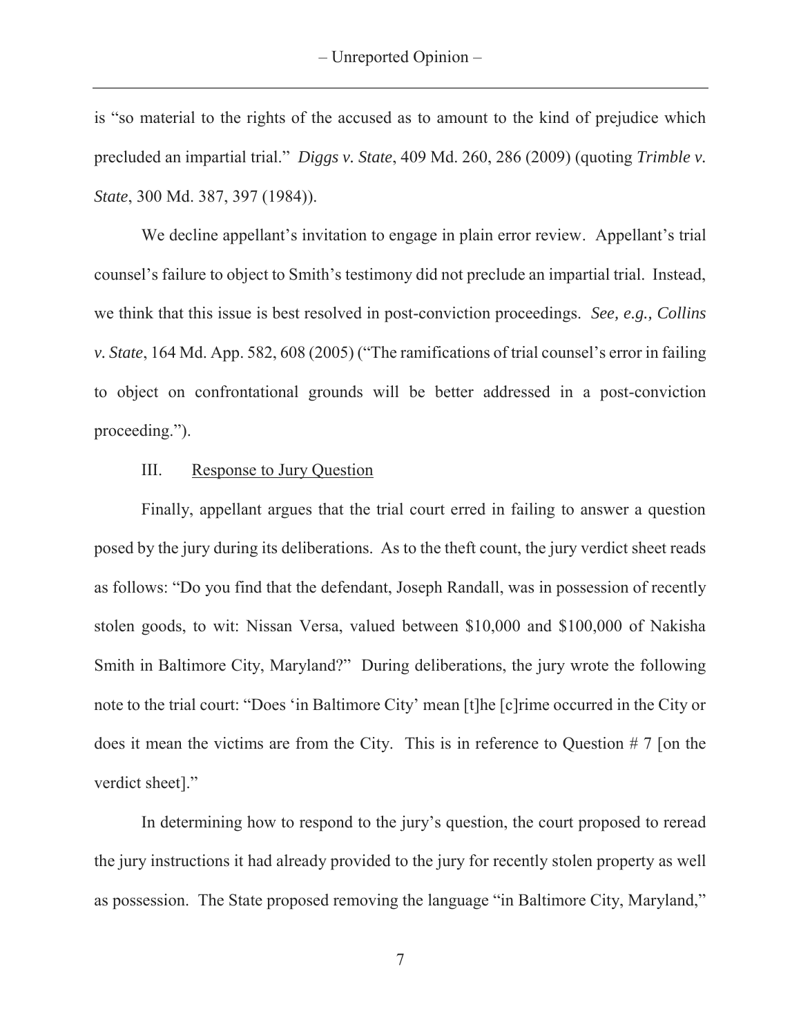is "so material to the rights of the accused as to amount to the kind of prejudice which precluded an impartial trial." *Diggs v. State*, 409 Md. 260, 286 (2009) (quoting *Trimble v. State*, 300 Md. 387, 397 (1984)).

We decline appellant's invitation to engage in plain error review. Appellant's trial counsel's failure to object to Smith's testimony did not preclude an impartial trial. Instead, we think that this issue is best resolved in post-conviction proceedings. *See, e.g., Collins v. State*, 164 Md. App. 582, 608 (2005) ("The ramifications of trial counsel's error in failing to object on confrontational grounds will be better addressed in a post-conviction proceeding.").

III. Response to Jury Question

Finally, appellant argues that the trial court erred in failing to answer a question posed by the jury during its deliberations. As to the theft count, the jury verdict sheet reads as follows: "Do you find that the defendant, Joseph Randall, was in possession of recently stolen goods, to wit: Nissan Versa, valued between $10,000 and $100,000 of Nakisha Smith in Baltimore City, Maryland?" During deliberations, the jury wrote the following note to the trial court: "Does 'in Baltimore City' mean [t]he [c]rime occurred in the City or does it mean the victims are from the City. This is in reference to Question # 7 [on the verdict sheet]."

In determining how to respond to the jury's question, the court proposed to reread the jury instructions it had already provided to the jury for recently stolen property as well as possession. The State proposed removing the language "in Baltimore City, Maryland,"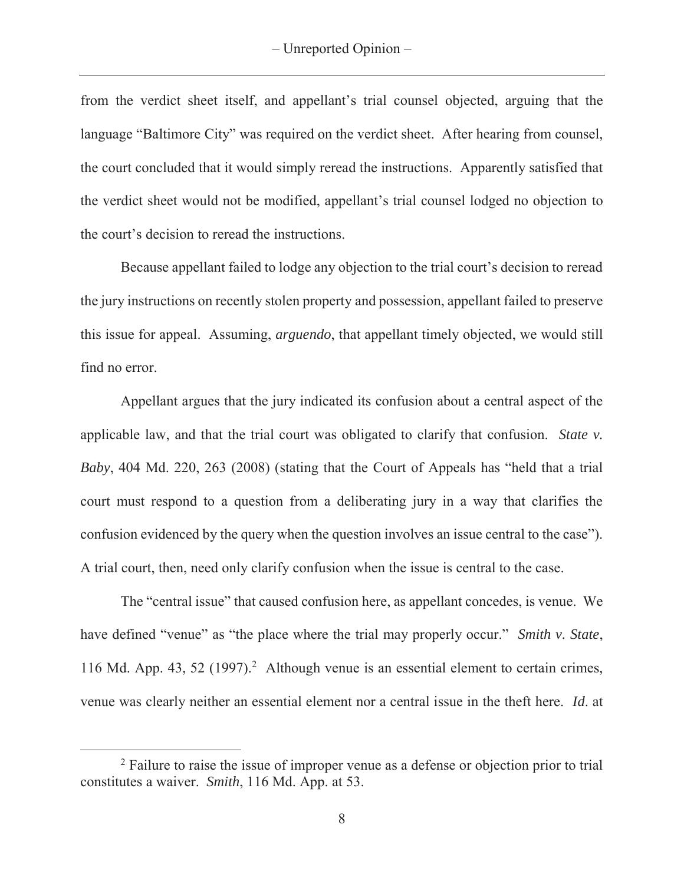from the verdict sheet itself, and appellant's trial counsel objected, arguing that the language "Baltimore City" was required on the verdict sheet. After hearing from counsel, the court concluded that it would simply reread the instructions. Apparently satisfied that the verdict sheet would not be modified, appellant's trial counsel lodged no objection to the court's decision to reread the instructions.

Because appellant failed to lodge any objection to the trial court's decision to reread the jury instructions on recently stolen property and possession, appellant failed to preserve this issue for appeal. Assuming, *arguendo*, that appellant timely objected, we would still find no error.

Appellant argues that the jury indicated its confusion about a central aspect of the applicable law, and that the trial court was obligated to clarify that confusion. *State v. Baby*, 404 Md. 220, 263 (2008) (stating that the Court of Appeals has "held that a trial court must respond to a question from a deliberating jury in a way that clarifies the confusion evidenced by the query when the question involves an issue central to the case"). A trial court, then, need only clarify confusion when the issue is central to the case.

The "central issue" that caused confusion here, as appellant concedes, is venue. We have defined "venue" as "the place where the trial may properly occur." *Smith v. State*, 116 Md. App. 43, 52 (1997).[2] Although venue is an essential element to certain crimes, venue was clearly neither an essential element nor a central issue in the theft here. *Id*. at

[2] Failure to raise the issue of improper venue as a defense or objection prior to trial constitutes a waiver. *Smith*, 116 Md. App. at 53.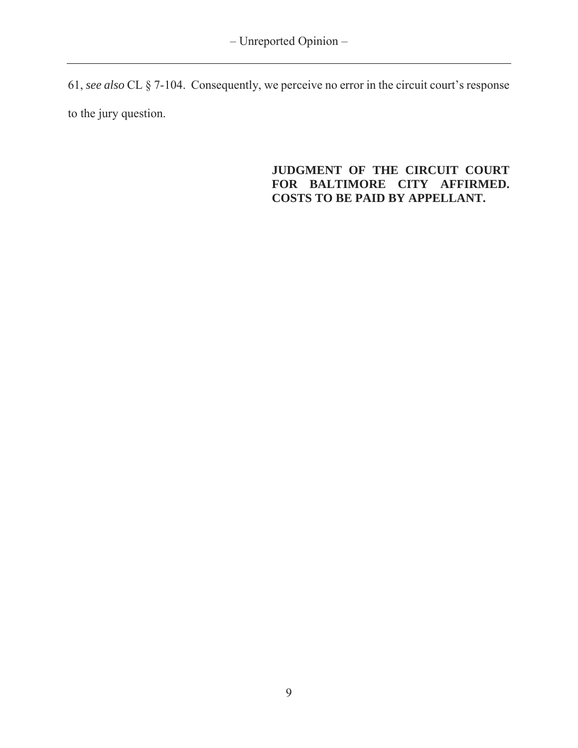61, *see also* CL § 7-104. Consequently, we perceive no error in the circuit court's response to the jury question.

**JUDGMENT OF THE CIRCUIT COURT FOR BALTIMORE CITY AFFIRMED. COSTS TO BE PAID BY APPELLANT.**